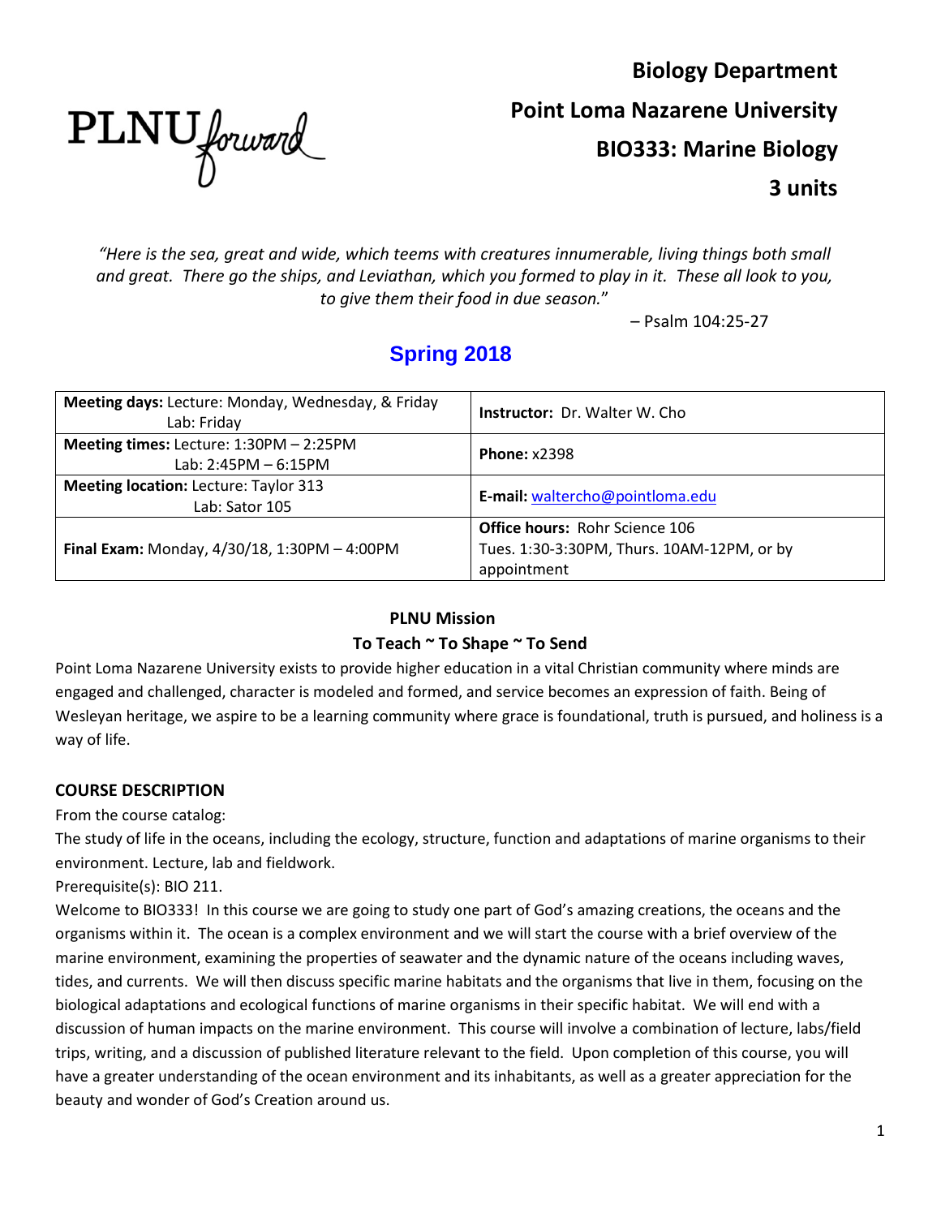PLNU forward

# Biology Department
# Point Loma Nazarene University
# BIO333: Marine Biology
# 3 units

*"Here is the sea, great and wide, which teems with creatures innumerable, living things both small and great. There go the ships, and Leviathan, which you formed to play in it. These all look to you, to give them their food in due season."*

– Psalm 104:25-27

## Spring 2018

| | |
|---|---|
| **Meeting days:** Lecture: Monday, Wednesday, & Friday<br>Lab: Friday | **Instructor:** Dr. Walter W. Cho |
| **Meeting times:** Lecture: 1:30PM – 2:25PM<br>Lab: 2:45PM – 6:15PM | **Phone:** x2398 |
| **Meeting location:** Lecture: Taylor 313<br>Lab: Sator 105 | **E-mail:** waltercho@pointloma.edu |
| **Final Exam:** Monday, 4/30/18, 1:30PM – 4:00PM | **Office hours:** Rohr Science 106<br>Tues. 1:30-3:30PM, Thurs. 10AM-12PM, or by appointment |

**PLNU Mission**

**To Teach ~ To Shape ~ To Send**

Point Loma Nazarene University exists to provide higher education in a vital Christian community where minds are engaged and challenged, character is modeled and formed, and service becomes an expression of faith. Being of Wesleyan heritage, we aspire to be a learning community where grace is foundational, truth is pursued, and holiness is a way of life.

### COURSE DESCRIPTION

From the course catalog:

The study of life in the oceans, including the ecology, structure, function and adaptations of marine organisms to their environment. Lecture, lab and fieldwork.

Prerequisite(s): BIO 211.

Welcome to BIO333! In this course we are going to study one part of God's amazing creations, the oceans and the organisms within it. The ocean is a complex environment and we will start the course with a brief overview of the marine environment, examining the properties of seawater and the dynamic nature of the oceans including waves, tides, and currents. We will then discuss specific marine habitats and the organisms that live in them, focusing on the biological adaptations and ecological functions of marine organisms in their specific habitat. We will end with a discussion of human impacts on the marine environment. This course will involve a combination of lecture, labs/field trips, writing, and a discussion of published literature relevant to the field. Upon completion of this course, you will have a greater understanding of the ocean environment and its inhabitants, as well as a greater appreciation for the beauty and wonder of God's Creation around us.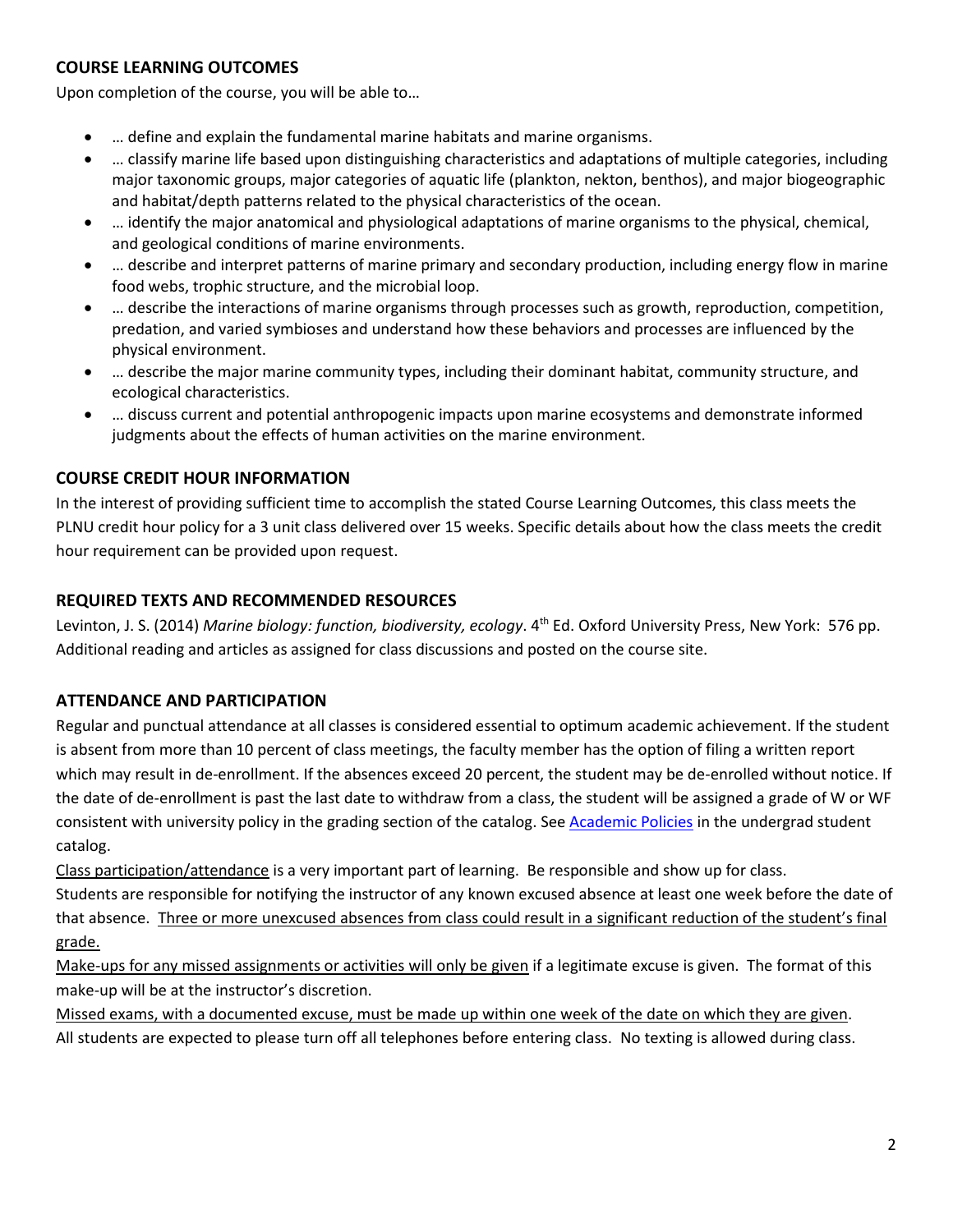## COURSE LEARNING OUTCOMES

Upon completion of the course, you will be able to…

- … define and explain the fundamental marine habitats and marine organisms.
- … classify marine life based upon distinguishing characteristics and adaptations of multiple categories, including major taxonomic groups, major categories of aquatic life (plankton, nekton, benthos), and major biogeographic and habitat/depth patterns related to the physical characteristics of the ocean.
- … identify the major anatomical and physiological adaptations of marine organisms to the physical, chemical, and geological conditions of marine environments.
- … describe and interpret patterns of marine primary and secondary production, including energy flow in marine food webs, trophic structure, and the microbial loop.
- … describe the interactions of marine organisms through processes such as growth, reproduction, competition, predation, and varied symbioses and understand how these behaviors and processes are influenced by the physical environment.
- … describe the major marine community types, including their dominant habitat, community structure, and ecological characteristics.
- … discuss current and potential anthropogenic impacts upon marine ecosystems and demonstrate informed judgments about the effects of human activities on the marine environment.

## COURSE CREDIT HOUR INFORMATION

In the interest of providing sufficient time to accomplish the stated Course Learning Outcomes, this class meets the PLNU credit hour policy for a 3 unit class delivered over 15 weeks. Specific details about how the class meets the credit hour requirement can be provided upon request.

## REQUIRED TEXTS AND RECOMMENDED RESOURCES

Levinton, J. S. (2014) *Marine biology: function, biodiversity, ecology*. 4th Ed. Oxford University Press, New York: 576 pp. Additional reading and articles as assigned for class discussions and posted on the course site.

## ATTENDANCE AND PARTICIPATION

Regular and punctual attendance at all classes is considered essential to optimum academic achievement. If the student is absent from more than 10 percent of class meetings, the faculty member has the option of filing a written report which may result in de-enrollment. If the absences exceed 20 percent, the student may be de-enrolled without notice. If the date of de-enrollment is past the last date to withdraw from a class, the student will be assigned a grade of W or WF consistent with university policy in the grading section of the catalog. See Academic Policies in the undergrad student catalog.

Class participation/attendance is a very important part of learning. Be responsible and show up for class.

Students are responsible for notifying the instructor of any known excused absence at least one week before the date of that absence. Three or more unexcused absences from class could result in a significant reduction of the student's final grade.

Make-ups for any missed assignments or activities will only be given if a legitimate excuse is given. The format of this make-up will be at the instructor's discretion.

Missed exams, with a documented excuse, must be made up within one week of the date on which they are given.

All students are expected to please turn off all telephones before entering class. No texting is allowed during class.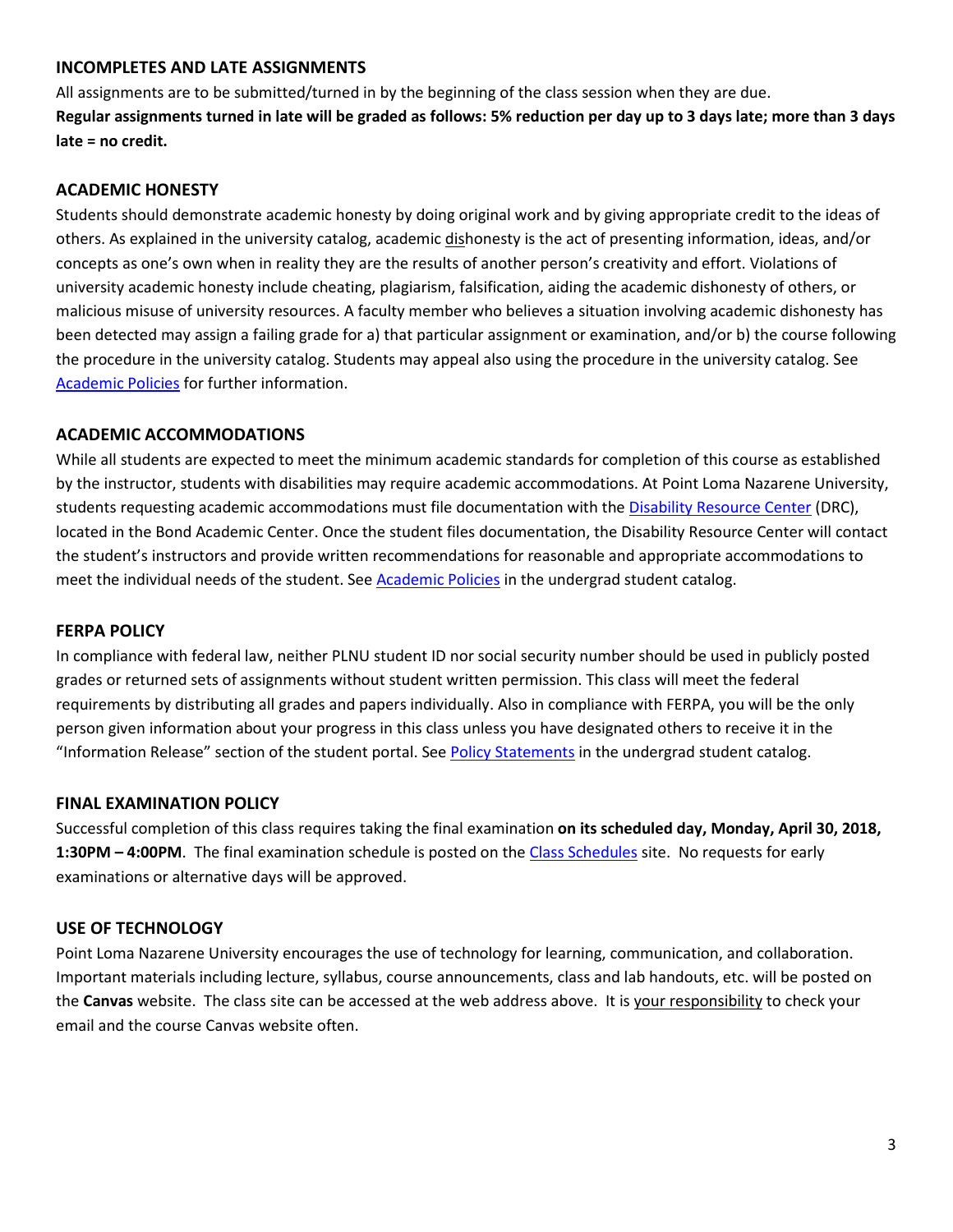## INCOMPLETES AND LATE ASSIGNMENTS

All assignments are to be submitted/turned in by the beginning of the class session when they are due.

**Regular assignments turned in late will be graded as follows: 5% reduction per day up to 3 days late; more than 3 days late = no credit.**

## ACADEMIC HONESTY

Students should demonstrate academic honesty by doing original work and by giving appropriate credit to the ideas of others. As explained in the university catalog, academic dishonesty is the act of presenting information, ideas, and/or concepts as one's own when in reality they are the results of another person's creativity and effort. Violations of university academic honesty include cheating, plagiarism, falsification, aiding the academic dishonesty of others, or malicious misuse of university resources. A faculty member who believes a situation involving academic dishonesty has been detected may assign a failing grade for a) that particular assignment or examination, and/or b) the course following the procedure in the university catalog. Students may appeal also using the procedure in the university catalog. See Academic Policies for further information.

## ACADEMIC ACCOMMODATIONS

While all students are expected to meet the minimum academic standards for completion of this course as established by the instructor, students with disabilities may require academic accommodations. At Point Loma Nazarene University, students requesting academic accommodations must file documentation with the Disability Resource Center (DRC), located in the Bond Academic Center. Once the student files documentation, the Disability Resource Center will contact the student's instructors and provide written recommendations for reasonable and appropriate accommodations to meet the individual needs of the student. See Academic Policies in the undergrad student catalog.

## FERPA POLICY

In compliance with federal law, neither PLNU student ID nor social security number should be used in publicly posted grades or returned sets of assignments without student written permission. This class will meet the federal requirements by distributing all grades and papers individually. Also in compliance with FERPA, you will be the only person given information about your progress in this class unless you have designated others to receive it in the "Information Release" section of the student portal. See Policy Statements in the undergrad student catalog.

## FINAL EXAMINATION POLICY

Successful completion of this class requires taking the final examination **on its scheduled day, Monday, April 30, 2018, 1:30PM – 4:00PM**. The final examination schedule is posted on the Class Schedules site. No requests for early examinations or alternative days will be approved.

## USE OF TECHNOLOGY

Point Loma Nazarene University encourages the use of technology for learning, communication, and collaboration. Important materials including lecture, syllabus, course announcements, class and lab handouts, etc. will be posted on the **Canvas** website. The class site can be accessed at the web address above. It is your responsibility to check your email and the course Canvas website often.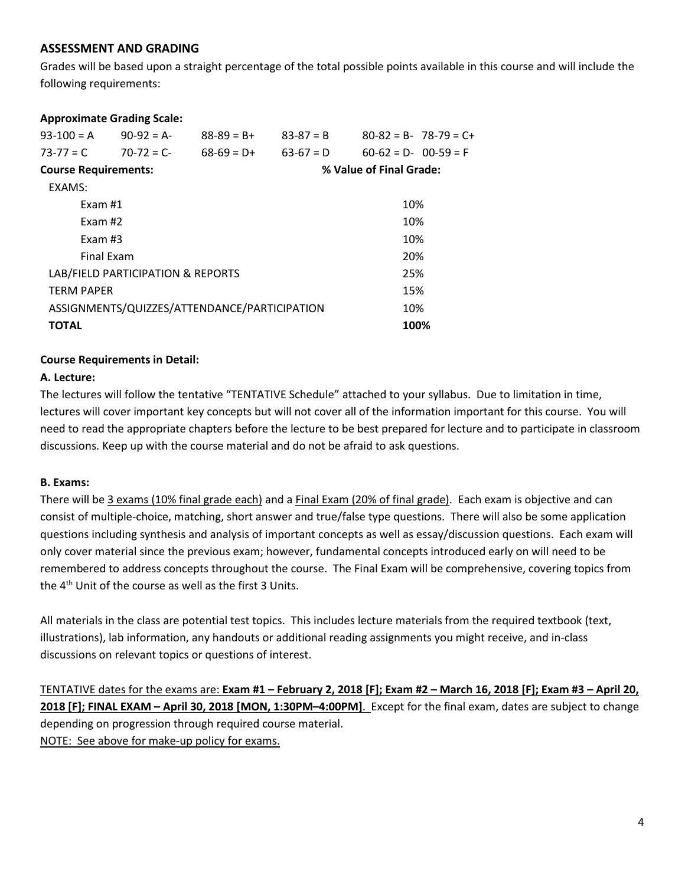## ASSESSMENT AND GRADING

Grades will be based upon a straight percentage of the total possible points available in this course and will include the following requirements:

**Approximate Grading Scale:**

| | | | | | |
|---|---|---|---|---|---|
| 93-100 = A | 90-92 = A- | 88-89 = B+ | 83-87 = B | 80-82 = B- | 78-79 = C+ |
| 73-77 = C | 70-72 = C- | 68-69 = D+ | 63-67 = D | 60-62 = D- | 00-59 = F |

| **Course Requirements:** | **% Value of Final Grade:** |
|---|---|
| EXAMS: | |
| Exam #1 | 10% |
| Exam #2 | 10% |
| Exam #3 | 10% |
| Final Exam | 20% |
| LAB/FIELD PARTICIPATION & REPORTS | 25% |
| TERM PAPER | 15% |
| ASSIGNMENTS/QUIZZES/ATTENDANCE/PARTICIPATION | 10% |
| **TOTAL** | **100%** |

**Course Requirements in Detail:**

**A. Lecture:**

The lectures will follow the tentative "TENTATIVE Schedule" attached to your syllabus. Due to limitation in time, lectures will cover important key concepts but will not cover all of the information important for this course. You will need to read the appropriate chapters before the lecture to be best prepared for lecture and to participate in classroom discussions. Keep up with the course material and do not be afraid to ask questions.

**B. Exams:**

There will be 3 exams (10% final grade each) and a Final Exam (20% of final grade). Each exam is objective and can consist of multiple-choice, matching, short answer and true/false type questions. There will also be some application questions including synthesis and analysis of important concepts as well as essay/discussion questions. Each exam will only cover material since the previous exam; however, fundamental concepts introduced early on will need to be remembered to address concepts throughout the course. The Final Exam will be comprehensive, covering topics from the 4th Unit of the course as well as the first 3 Units.

All materials in the class are potential test topics. This includes lecture materials from the required textbook (text, illustrations), lab information, any handouts or additional reading assignments you might receive, and in-class discussions on relevant topics or questions of interest.

TENTATIVE dates for the exams are: **Exam #1 – February 2, 2018 [F]; Exam #2 – March 16, 2018 [F]; Exam #3 – April 20, 2018 [F]; FINAL EXAM – April 30, 2018 [MON, 1:30PM–4:00PM]**. Except for the final exam, dates are subject to change depending on progression through required course material.

NOTE: See above for make-up policy for exams.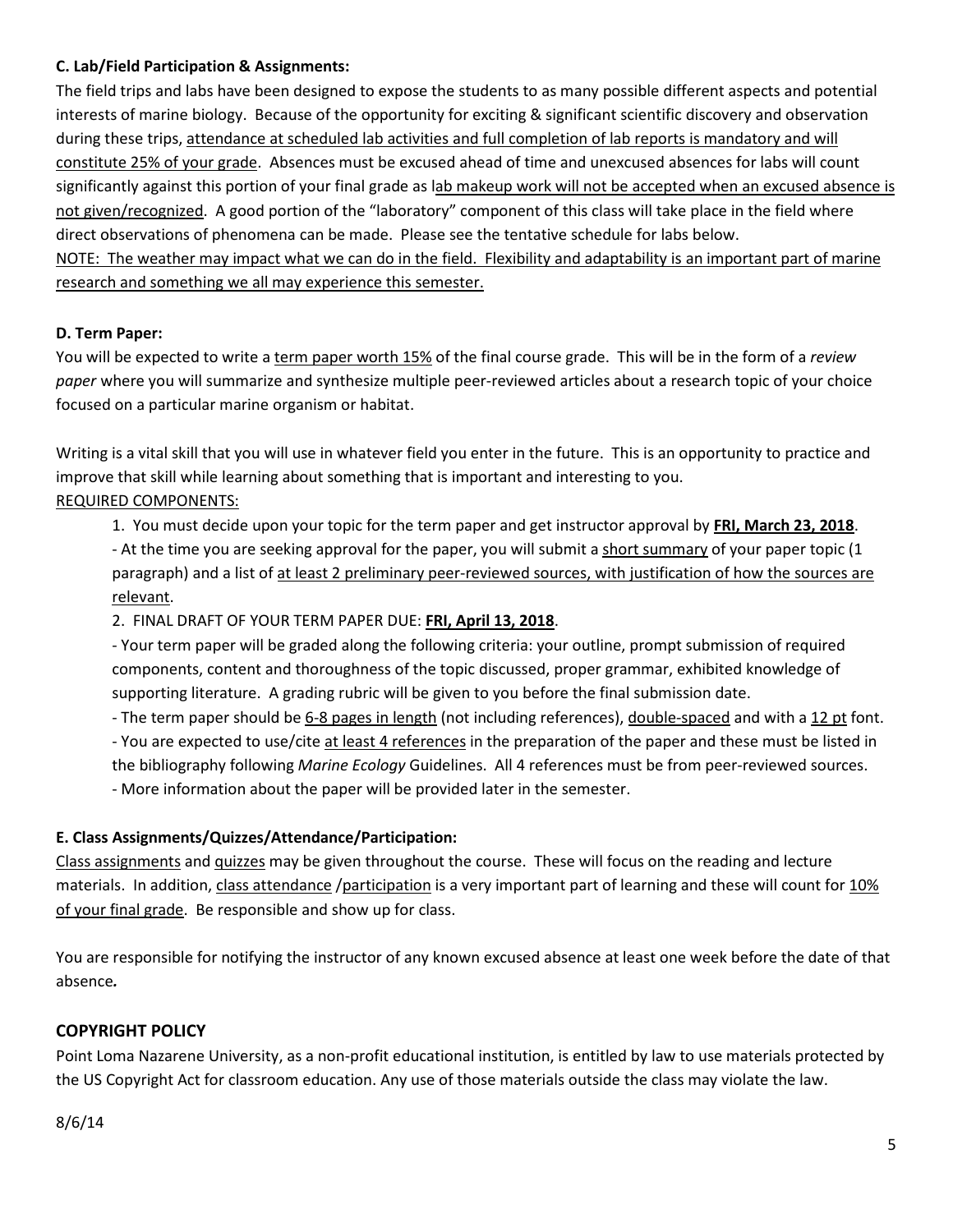**C. Lab/Field Participation & Assignments:**

The field trips and labs have been designed to expose the students to as many possible different aspects and potential interests of marine biology. Because of the opportunity for exciting & significant scientific discovery and observation during these trips, attendance at scheduled lab activities and full completion of lab reports is mandatory and will constitute 25% of your grade. Absences must be excused ahead of time and unexcused absences for labs will count significantly against this portion of your final grade as lab makeup work will not be accepted when an excused absence is not given/recognized. A good portion of the "laboratory" component of this class will take place in the field where direct observations of phenomena can be made. Please see the tentative schedule for labs below.
NOTE: The weather may impact what we can do in the field. Flexibility and adaptability is an important part of marine research and something we all may experience this semester.

**D. Term Paper:**

You will be expected to write a term paper worth 15% of the final course grade. This will be in the form of a *review paper* where you will summarize and synthesize multiple peer-reviewed articles about a research topic of your choice focused on a particular marine organism or habitat.

Writing is a vital skill that you will use in whatever field you enter in the future. This is an opportunity to practice and improve that skill while learning about something that is important and interesting to you.
REQUIRED COMPONENTS:

1. You must decide upon your topic for the term paper and get instructor approval by **FRI, March 23, 2018**.
   - At the time you are seeking approval for the paper, you will submit a short summary of your paper topic (1 paragraph) and a list of at least 2 preliminary peer-reviewed sources, with justification of how the sources are relevant.
2. FINAL DRAFT OF YOUR TERM PAPER DUE: **FRI, April 13, 2018**.
   - Your term paper will be graded along the following criteria: your outline, prompt submission of required components, content and thoroughness of the topic discussed, proper grammar, exhibited knowledge of supporting literature. A grading rubric will be given to you before the final submission date.
   - The term paper should be 6-8 pages in length (not including references), double-spaced and with a 12 pt font.
   - You are expected to use/cite at least 4 references in the preparation of the paper and these must be listed in the bibliography following *Marine Ecology* Guidelines. All 4 references must be from peer-reviewed sources.
   - More information about the paper will be provided later in the semester.

**E. Class Assignments/Quizzes/Attendance/Participation:**

Class assignments and quizzes may be given throughout the course. These will focus on the reading and lecture materials. In addition, class attendance /participation is a very important part of learning and these will count for 10% of your final grade. Be responsible and show up for class.

You are responsible for notifying the instructor of any known excused absence at least one week before the date of that absence.

## COPYRIGHT POLICY

Point Loma Nazarene University, as a non-profit educational institution, is entitled by law to use materials protected by the US Copyright Act for classroom education. Any use of those materials outside the class may violate the law.

8/6/14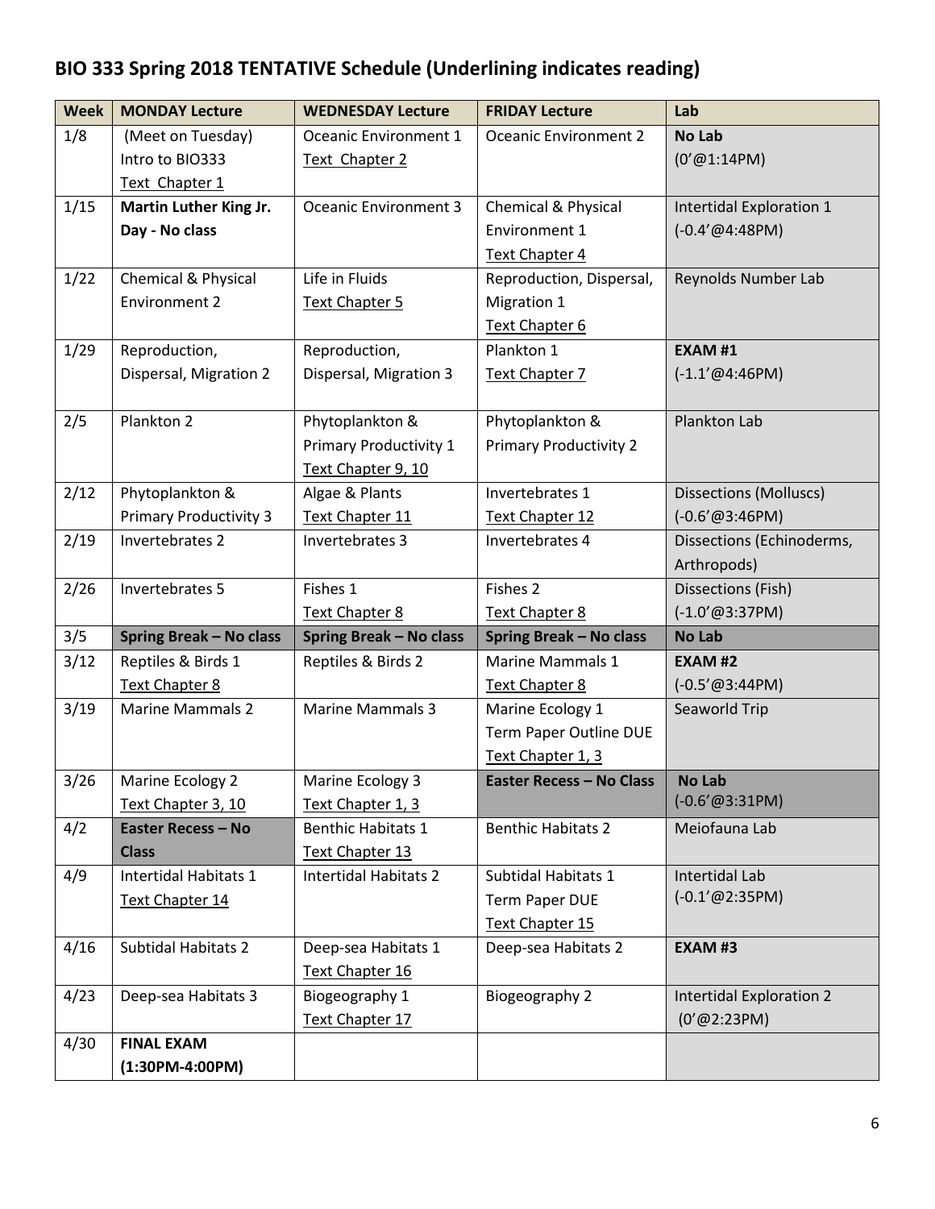## BIO 333 Spring 2018 TENTATIVE Schedule (Underlining indicates reading)

| Week | MONDAY Lecture | WEDNESDAY Lecture | FRIDAY Lecture | Lab |
|---|---|---|---|---|
| 1/8 | (Meet on Tuesday) Intro to BIO333 Text Chapter 1 | Oceanic Environment 1 Text Chapter 2 | Oceanic Environment 2 | **No Lab** (0'@1:14PM) |
| 1/15 | **Martin Luther King Jr. Day - No class** | Oceanic Environment 3 | Chemical & Physical Environment 1 Text Chapter 4 | Intertidal Exploration 1 (-0.4'@4:48PM) |
| 1/22 | Chemical & Physical Environment 2 | Life in Fluids Text Chapter 5 | Reproduction, Dispersal, Migration 1 Text Chapter 6 | Reynolds Number Lab |
| 1/29 | Reproduction, Dispersal, Migration 2 | Reproduction, Dispersal, Migration 3 | Plankton 1 Text Chapter 7 | **EXAM #1** (-1.1'@4:46PM) |
| 2/5 | Plankton 2 | Phytoplankton & Primary Productivity 1 Text Chapter 9, 10 | Phytoplankton & Primary Productivity 2 | Plankton Lab |
| 2/12 | Phytoplankton & Primary Productivity 3 | Algae & Plants Text Chapter 11 | Invertebrates 1 Text Chapter 12 | Dissections (Molluscs) (-0.6'@3:46PM) |
| 2/19 | Invertebrates 2 | Invertebrates 3 | Invertebrates 4 | Dissections (Echinoderms, Arthropods) |
| 2/26 | Invertebrates 5 | Fishes 1 Text Chapter 8 | Fishes 2 Text Chapter 8 | Dissections (Fish) (-1.0'@3:37PM) |
| 3/5 | **Spring Break – No class** | **Spring Break – No class** | **Spring Break – No class** | **No Lab** |
| 3/12 | Reptiles & Birds 1 Text Chapter 8 | Reptiles & Birds 2 | Marine Mammals 1 Text Chapter 8 | **EXAM #2** (-0.5'@3:44PM) |
| 3/19 | Marine Mammals 2 | Marine Mammals 3 | Marine Ecology 1 Term Paper Outline DUE Text Chapter 1, 3 | Seaworld Trip |
| 3/26 | Marine Ecology 2 Text Chapter 3, 10 | Marine Ecology 3 Text Chapter 1, 3 | **Easter Recess – No Class** | **No Lab** (-0.6'@3:31PM) |
| 4/2 | **Easter Recess – No Class** | Benthic Habitats 1 Text Chapter 13 | Benthic Habitats 2 | Meiofauna Lab |
| 4/9 | Intertidal Habitats 1 Text Chapter 14 | Intertidal Habitats 2 | Subtidal Habitats 1 Term Paper DUE Text Chapter 15 | Intertidal Lab (-0.1'@2:35PM) |
| 4/16 | Subtidal Habitats 2 | Deep-sea Habitats 1 Text Chapter 16 | Deep-sea Habitats 2 | **EXAM #3** |
| 4/23 | Deep-sea Habitats 3 | Biogeography 1 Text Chapter 17 | Biogeography 2 | Intertidal Exploration 2 (0'@2:23PM) |
| 4/30 | **FINAL EXAM (1:30PM-4:00PM)** | | | |